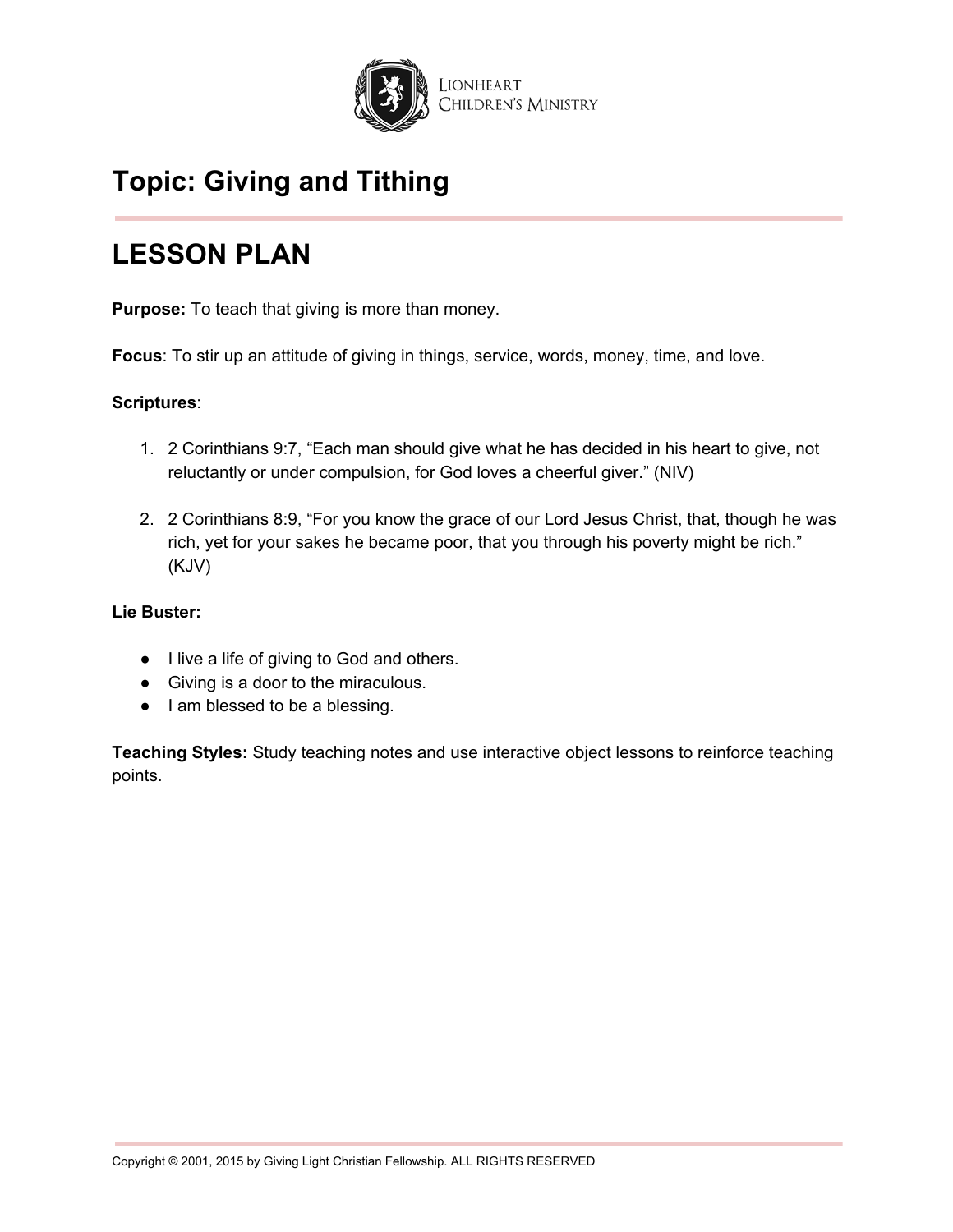# Topic: Giving and Tithing

## LESSON PLAN

**Purpose:** To teach that giving is more than money.

**Focus**: To stir up an attitude of giving in things, service, words, money, time, and love.

**Scriptures**:

1. 2 Corinthians 9:7, "Each man should give what he has decided in his heart to give, not reluctantly or under compulsion, for God loves a cheerful giver." (NIV)

2. 2 Corinthians 8:9, "For you know the grace of our Lord Jesus Christ, that, though he was rich, yet for your sakes he became poor, that you through his poverty might be rich." (KJV)

**Lie Buster:**

- I live a life of giving to God and others.
- Giving is a door to the miraculous.
- I am blessed to be a blessing.

**Teaching Styles:** Study teaching notes and use interactive object lessons to reinforce teaching points.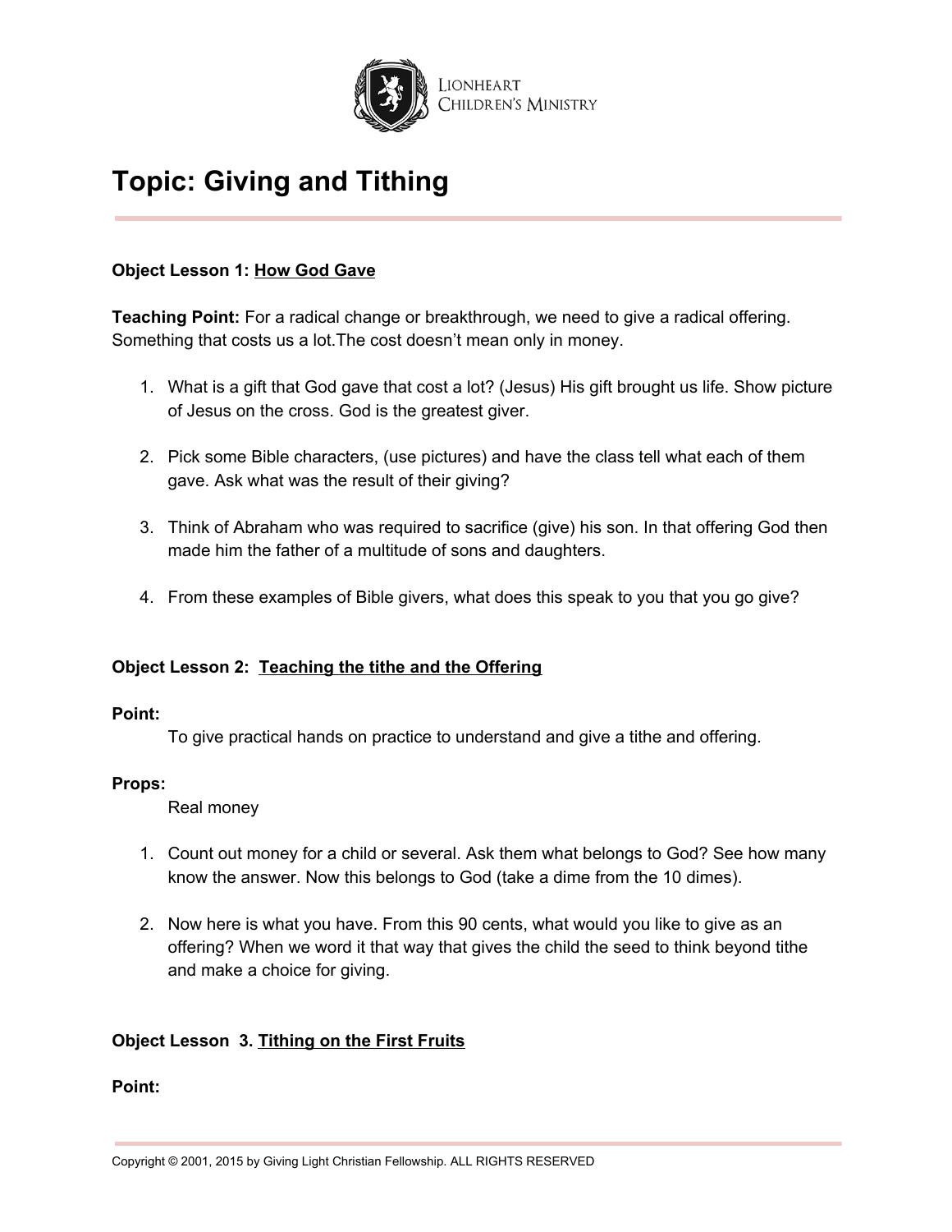# Topic: Giving and Tithing

**Object Lesson 1: How God Gave**

**Teaching Point:** For a radical change or breakthrough, we need to give a radical offering. Something that costs us a lot.The cost doesn't mean only in money.

1. What is a gift that God gave that cost a lot? (Jesus) His gift brought us life. Show picture of Jesus on the cross. God is the greatest giver.
2. Pick some Bible characters, (use pictures) and have the class tell what each of them gave. Ask what was the result of their giving?
3. Think of Abraham who was required to sacrifice (give) his son. In that offering God then made him the father of a multitude of sons and daughters.
4. From these examples of Bible givers, what does this speak to you that you go give?

**Object Lesson 2: Teaching the tithe and the Offering**

**Point:**

To give practical hands on practice to understand and give a tithe and offering.

**Props:**

Real money

1. Count out money for a child or several. Ask them what belongs to God? See how many know the answer. Now this belongs to God (take a dime from the 10 dimes).
2. Now here is what you have. From this 90 cents, what would you like to give as an offering? When we word it that way that gives the child the seed to think beyond tithe and make a choice for giving.

**Object Lesson 3. Tithing on the First Fruits**

**Point:**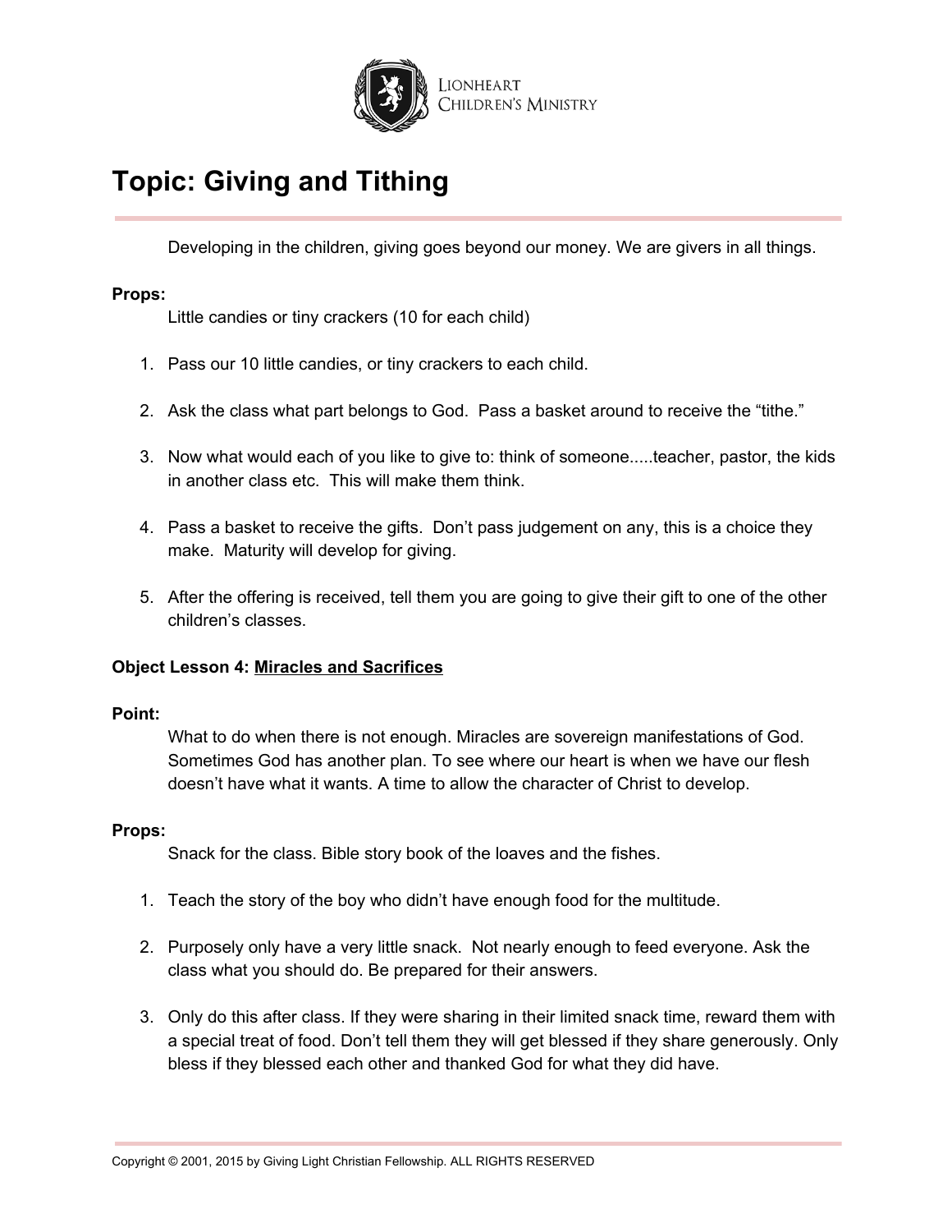# Topic: Giving and Tithing

Developing in the children, giving goes beyond our money. We are givers in all things.

**Props:**

Little candies or tiny crackers (10 for each child)

1. Pass our 10 little candies, or tiny crackers to each child.
2. Ask the class what part belongs to God. Pass a basket around to receive the "tithe."
3. Now what would each of you like to give to: think of someone.....teacher, pastor, the kids in another class etc. This will make them think.
4. Pass a basket to receive the gifts. Don't pass judgement on any, this is a choice they make. Maturity will develop for giving.
5. After the offering is received, tell them you are going to give their gift to one of the other children's classes.

**Object Lesson 4: <u>Miracles and Sacrifices</u>**

**Point:**

What to do when there is not enough. Miracles are sovereign manifestations of God. Sometimes God has another plan. To see where our heart is when we have our flesh doesn't have what it wants. A time to allow the character of Christ to develop.

**Props:**

Snack for the class. Bible story book of the loaves and the fishes.

1. Teach the story of the boy who didn't have enough food for the multitude.
2. Purposely only have a very little snack. Not nearly enough to feed everyone. Ask the class what you should do. Be prepared for their answers.
3. Only do this after class. If they were sharing in their limited snack time, reward them with a special treat of food. Don't tell them they will get blessed if they share generously. Only bless if they blessed each other and thanked God for what they did have.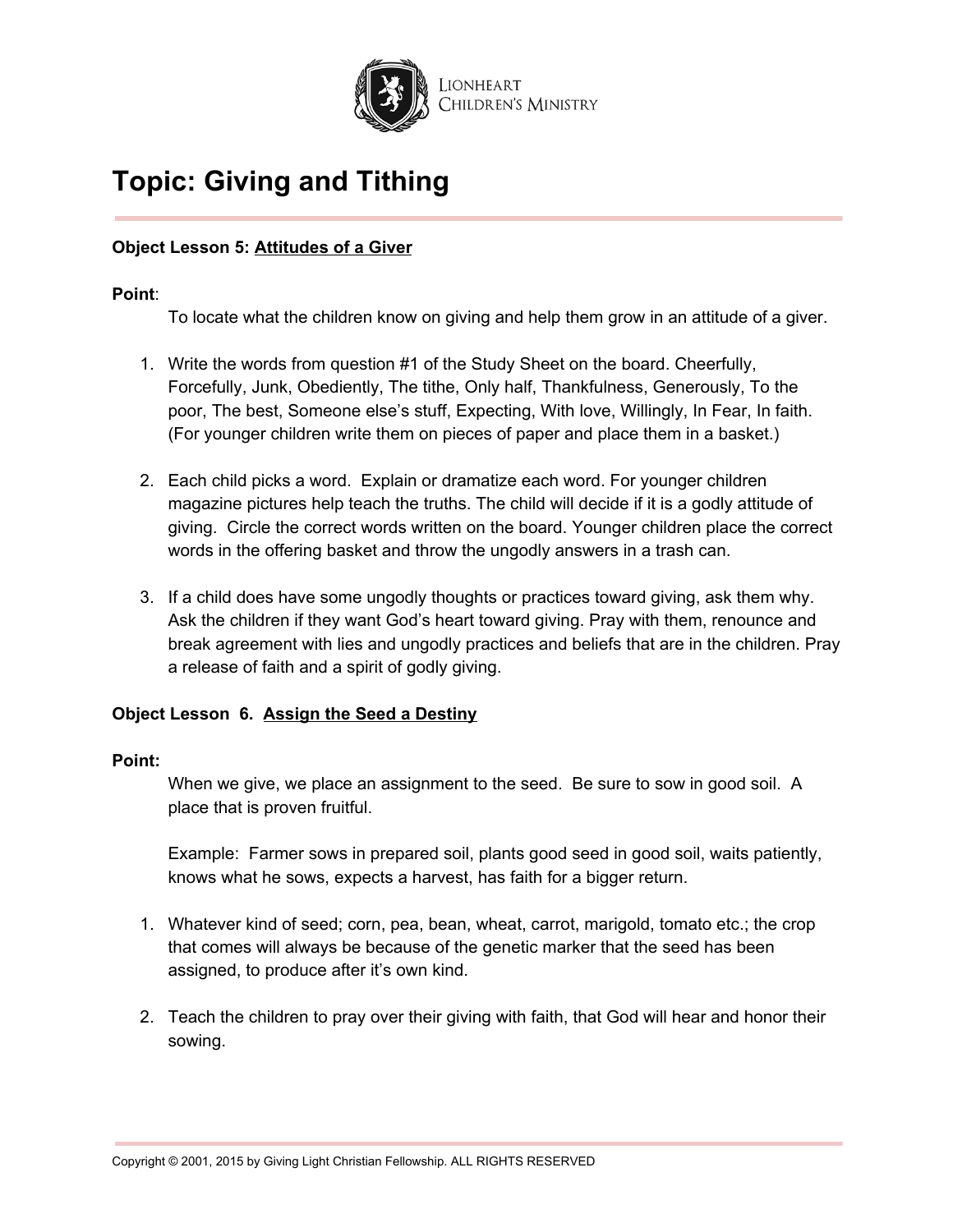# Topic: Giving and Tithing

**Object Lesson 5: Attitudes of a Giver**

**Point**:

To locate what the children know on giving and help them grow in an attitude of a giver.

1. Write the words from question #1 of the Study Sheet on the board. Cheerfully, Forcefully, Junk, Obediently, The tithe, Only half, Thankfulness, Generously, To the poor, The best, Someone else's stuff, Expecting, With love, Willingly, In Fear, In faith. (For younger children write them on pieces of paper and place them in a basket.)

2. Each child picks a word. Explain or dramatize each word. For younger children magazine pictures help teach the truths. The child will decide if it is a godly attitude of giving. Circle the correct words written on the board. Younger children place the correct words in the offering basket and throw the ungodly answers in a trash can.

3. If a child does have some ungodly thoughts or practices toward giving, ask them why. Ask the children if they want God's heart toward giving. Pray with them, renounce and break agreement with lies and ungodly practices and beliefs that are in the children. Pray a release of faith and a spirit of godly giving.

**Object Lesson 6. Assign the Seed a Destiny**

**Point:**

When we give, we place an assignment to the seed. Be sure to sow in good soil. A place that is proven fruitful.

Example: Farmer sows in prepared soil, plants good seed in good soil, waits patiently, knows what he sows, expects a harvest, has faith for a bigger return.

1. Whatever kind of seed; corn, pea, bean, wheat, carrot, marigold, tomato etc.; the crop that comes will always be because of the genetic marker that the seed has been assigned, to produce after it's own kind.

2. Teach the children to pray over their giving with faith, that God will hear and honor their sowing.

Copyright © 2001, 2015 by Giving Light Christian Fellowship. ALL RIGHTS RESERVED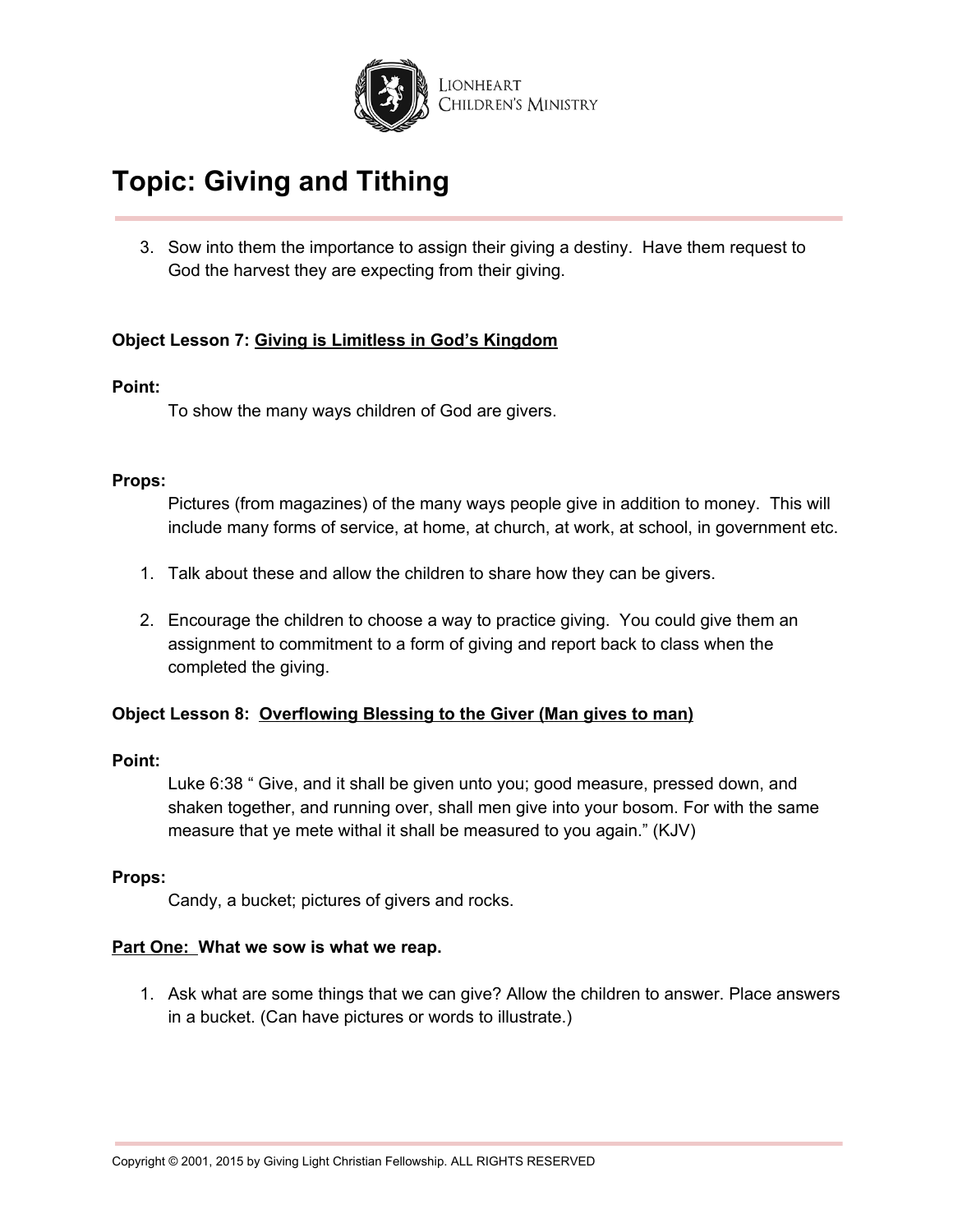# Topic: Giving and Tithing

3. Sow into them the importance to assign their giving a destiny. Have them request to God the harvest they are expecting from their giving.

**Object Lesson 7: <u>Giving is Limitless in God's Kingdom</u>**

**Point:**

To show the many ways children of God are givers.

**Props:**

Pictures (from magazines) of the many ways people give in addition to money. This will include many forms of service, at home, at church, at work, at school, in government etc.

1. Talk about these and allow the children to share how they can be givers.

2. Encourage the children to choose a way to practice giving. You could give them an assignment to commitment to a form of giving and report back to class when the completed the giving.

**Object Lesson 8: <u>Overflowing Blessing to the Giver (Man gives to man)</u>**

**Point:**

Luke 6:38 " Give, and it shall be given unto you; good measure, pressed down, and shaken together, and running over, shall men give into your bosom. For with the same measure that ye mete withal it shall be measured to you again." (KJV)

**Props:**

Candy, a bucket; pictures of givers and rocks.

**<u>Part One:</u> What we sow is what we reap.**

1. Ask what are some things that we can give? Allow the children to answer. Place answers in a bucket. (Can have pictures or words to illustrate.)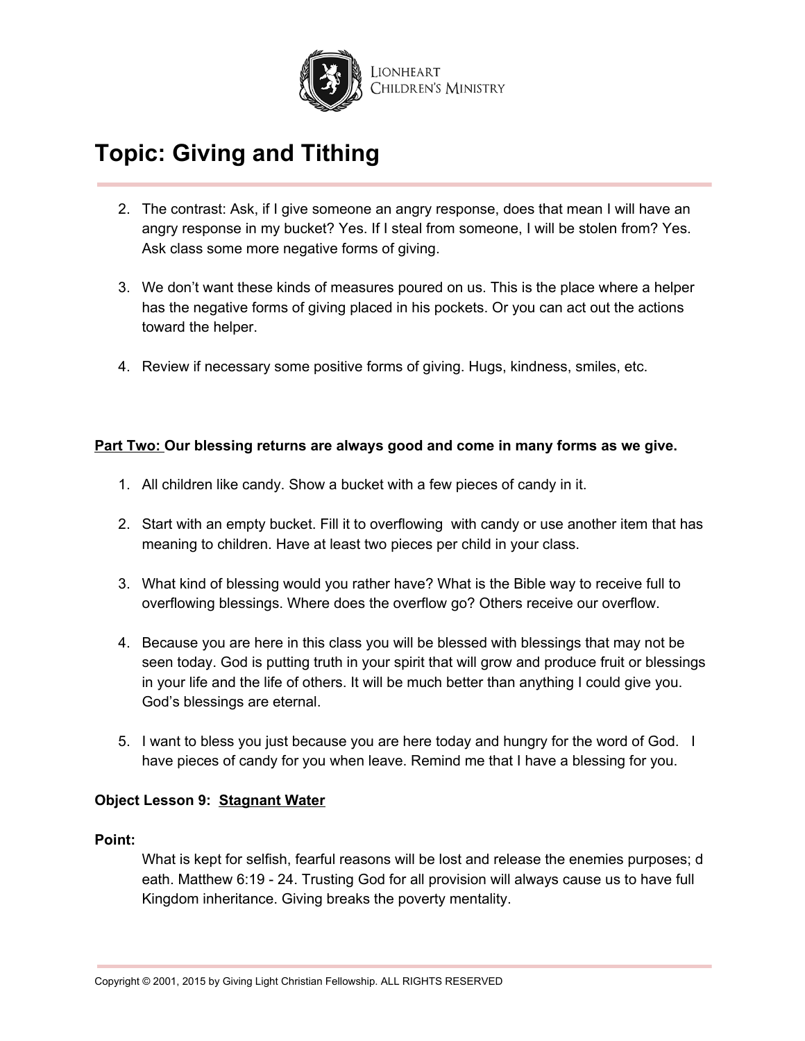# Topic: Giving and Tithing

2. The contrast: Ask, if I give someone an angry response, does that mean I will have an angry response in my bucket? Yes. If I steal from someone, I will be stolen from? Yes. Ask class some more negative forms of giving.

3. We don't want these kinds of measures poured on us. This is the place where a helper has the negative forms of giving placed in his pockets. Or you can act out the actions toward the helper.

4. Review if necessary some positive forms of giving. Hugs, kindness, smiles, etc.

**Part Two: Our blessing returns are always good and come in many forms as we give.**

1. All children like candy. Show a bucket with a few pieces of candy in it.

2. Start with an empty bucket. Fill it to overflowing with candy or use another item that has meaning to children. Have at least two pieces per child in your class.

3. What kind of blessing would you rather have? What is the Bible way to receive full to overflowing blessings. Where does the overflow go? Others receive our overflow.

4. Because you are here in this class you will be blessed with blessings that may not be seen today. God is putting truth in your spirit that will grow and produce fruit or blessings in your life and the life of others. It will be much better than anything I could give you. God's blessings are eternal.

5. I want to bless you just because you are here today and hungry for the word of God. I have pieces of candy for you when leave. Remind me that I have a blessing for you.

**Object Lesson 9: Stagnant Water**

**Point:**

What is kept for selfish, fearful reasons will be lost and release the enemies purposes; d eath. Matthew 6:19 - 24. Trusting God for all provision will always cause us to have full Kingdom inheritance. Giving breaks the poverty mentality.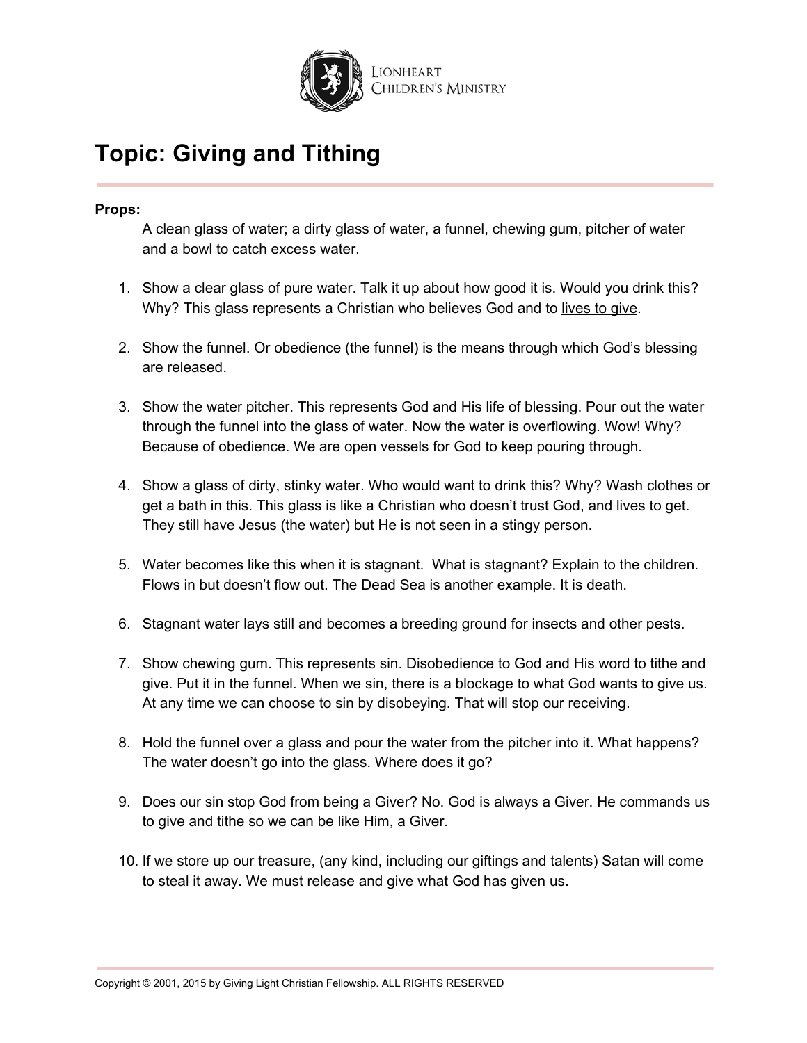# Topic: Giving and Tithing

**Props:**

A clean glass of water; a dirty glass of water, a funnel, chewing gum, pitcher of water and a bowl to catch excess water.

1. Show a clear glass of pure water. Talk it up about how good it is. Would you drink this? Why? This glass represents a Christian who believes God and to <u>lives to give</u>.

2. Show the funnel. Or obedience (the funnel) is the means through which God's blessing are released.

3. Show the water pitcher. This represents God and His life of blessing. Pour out the water through the funnel into the glass of water. Now the water is overflowing. Wow! Why? Because of obedience. We are open vessels for God to keep pouring through.

4. Show a glass of dirty, stinky water. Who would want to drink this? Why? Wash clothes or get a bath in this. This glass is like a Christian who doesn't trust God, and <u>lives to get</u>. They still have Jesus (the water) but He is not seen in a stingy person.

5. Water becomes like this when it is stagnant. What is stagnant? Explain to the children. Flows in but doesn't flow out. The Dead Sea is another example. It is death.

6. Stagnant water lays still and becomes a breeding ground for insects and other pests.

7. Show chewing gum. This represents sin. Disobedience to God and His word to tithe and give. Put it in the funnel. When we sin, there is a blockage to what God wants to give us. At any time we can choose to sin by disobeying. That will stop our receiving.

8. Hold the funnel over a glass and pour the water from the pitcher into it. What happens? The water doesn't go into the glass. Where does it go?

9. Does our sin stop God from being a Giver? No. God is always a Giver. He commands us to give and tithe so we can be like Him, a Giver.

10. If we store up our treasure, (any kind, including our giftings and talents) Satan will come to steal it away. We must release and give what God has given us.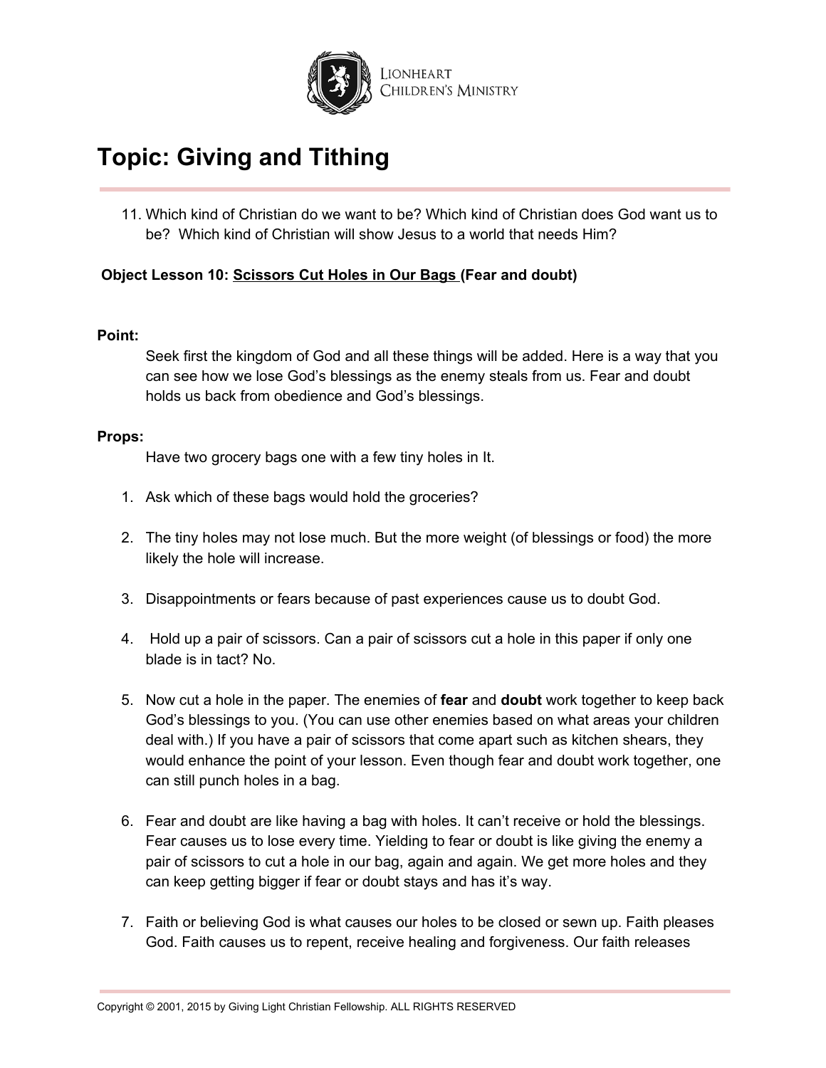# Topic: Giving and Tithing

11. Which kind of Christian do we want to be? Which kind of Christian does God want us to be? Which kind of Christian will show Jesus to a world that needs Him?

**Object Lesson 10: Scissors Cut Holes in Our Bags (Fear and doubt)**

**Point:**

Seek first the kingdom of God and all these things will be added. Here is a way that you can see how we lose God's blessings as the enemy steals from us. Fear and doubt holds us back from obedience and God's blessings.

**Props:**

Have two grocery bags one with a few tiny holes in It.

1. Ask which of these bags would hold the groceries?
2. The tiny holes may not lose much. But the more weight (of blessings or food) the more likely the hole will increase.
3. Disappointments or fears because of past experiences cause us to doubt God.
4. Hold up a pair of scissors. Can a pair of scissors cut a hole in this paper if only one blade is in tact? No.
5. Now cut a hole in the paper. The enemies of **fear** and **doubt** work together to keep back God's blessings to you. (You can use other enemies based on what areas your children deal with.) If you have a pair of scissors that come apart such as kitchen shears, they would enhance the point of your lesson. Even though fear and doubt work together, one can still punch holes in a bag.
6. Fear and doubt are like having a bag with holes. It can't receive or hold the blessings. Fear causes us to lose every time. Yielding to fear or doubt is like giving the enemy a pair of scissors to cut a hole in our bag, again and again. We get more holes and they can keep getting bigger if fear or doubt stays and has it's way.
7. Faith or believing God is what causes our holes to be closed or sewn up. Faith pleases God. Faith causes us to repent, receive healing and forgiveness. Our faith releases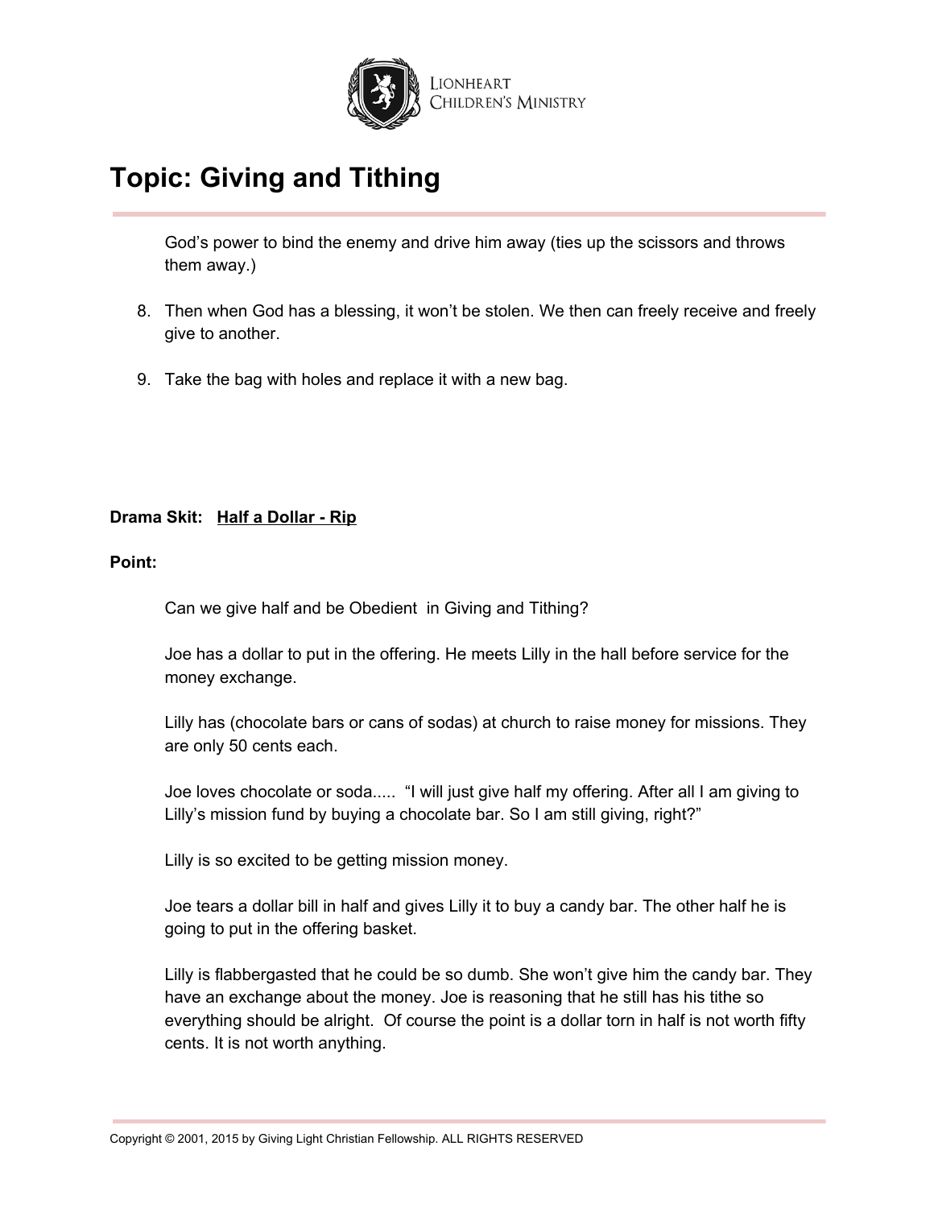God's power to bind the enemy and drive him away (ties up the scissors and throws them away.)

8. Then when God has a blessing, it won't be stolen. We then can freely receive and freely give to another.

9. Take the bag with holes and replace it with a new bag.

**Drama Skit:** **Half a Dollar - Rip**

**Point:**

Can we give half and be Obedient in Giving and Tithing?

Joe has a dollar to put in the offering. He meets Lilly in the hall before service for the money exchange.

Lilly has (chocolate bars or cans of sodas) at church to raise money for missions. They are only 50 cents each.

Joe loves chocolate or soda..... "I will just give half my offering. After all I am giving to Lilly's mission fund by buying a chocolate bar. So I am still giving, right?"

Lilly is so excited to be getting mission money.

Joe tears a dollar bill in half and gives Lilly it to buy a candy bar. The other half he is going to put in the offering basket.

Lilly is flabbergasted that he could be so dumb. She won't give him the candy bar. They have an exchange about the money. Joe is reasoning that he still has his tithe so everything should be alright. Of course the point is a dollar torn in half is not worth fifty cents. It is not worth anything.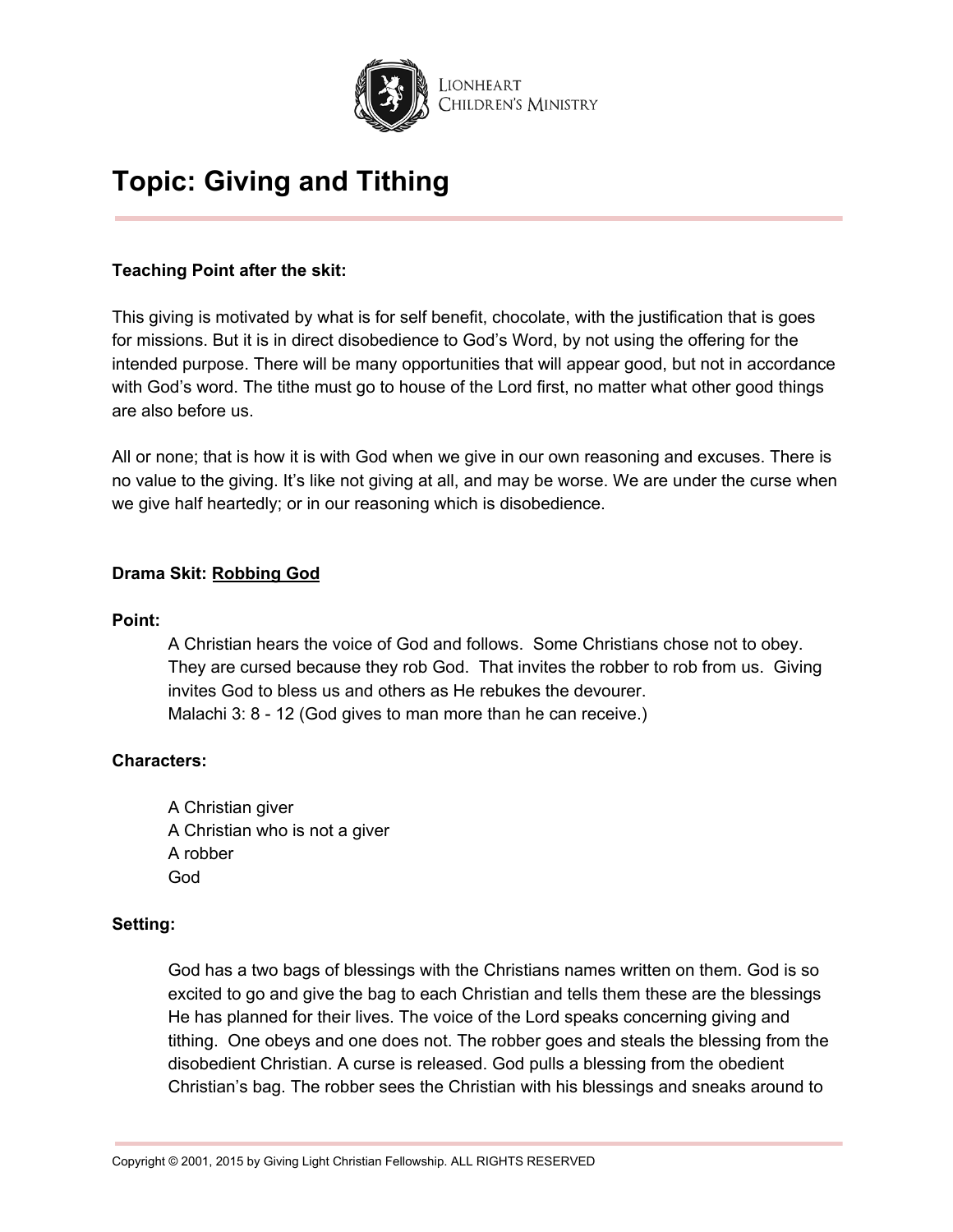# Topic: Giving and Tithing

**Teaching Point after the skit:**

This giving is motivated by what is for self benefit, chocolate, with the justification that is goes for missions. But it is in direct disobedience to God's Word, by not using the offering for the intended purpose. There will be many opportunities that will appear good, but not in accordance with God's word. The tithe must go to house of the Lord first, no matter what other good things are also before us.

All or none; that is how it is with God when we give in our own reasoning and excuses. There is no value to the giving. It's like not giving at all, and may be worse. We are under the curse when we give half heartedly; or in our reasoning which is disobedience.

**Drama Skit: Robbing God**

**Point:**

A Christian hears the voice of God and follows. Some Christians chose not to obey. They are cursed because they rob God. That invites the robber to rob from us. Giving invites God to bless us and others as He rebukes the devourer.
Malachi 3: 8 - 12 (God gives to man more than he can receive.)

**Characters:**

A Christian giver
A Christian who is not a giver
A robber
God

**Setting:**

God has a two bags of blessings with the Christians names written on them. God is so excited to go and give the bag to each Christian and tells them these are the blessings He has planned for their lives. The voice of the Lord speaks concerning giving and tithing. One obeys and one does not. The robber goes and steals the blessing from the disobedient Christian. A curse is released. God pulls a blessing from the obedient Christian's bag. The robber sees the Christian with his blessings and sneaks around to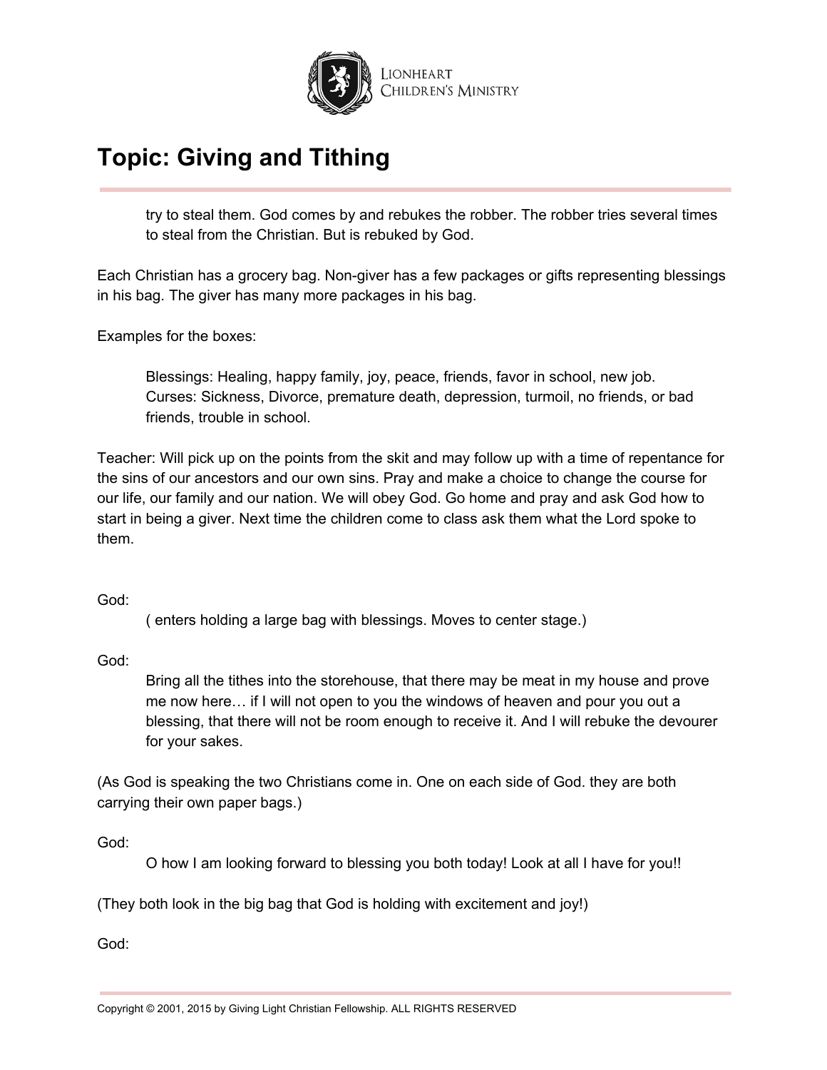try to steal them. God comes by and rebukes the robber. The robber tries several times to steal from the Christian. But is rebuked by God.

Each Christian has a grocery bag. Non-giver has a few packages or gifts representing blessings in his bag. The giver has many more packages in his bag.

Examples for the boxes:

Blessings: Healing, happy family, joy, peace, friends, favor in school, new job.
Curses: Sickness, Divorce, premature death, depression, turmoil, no friends, or bad friends, trouble in school.

Teacher: Will pick up on the points from the skit and may follow up with a time of repentance for the sins of our ancestors and our own sins. Pray and make a choice to change the course for our life, our family and our nation. We will obey God. Go home and pray and ask God how to start in being a giver. Next time the children come to class ask them what the Lord spoke to them.

God:

( enters holding a large bag with blessings. Moves to center stage.)

God:

Bring all the tithes into the storehouse, that there may be meat in my house and prove me now here… if I will not open to you the windows of heaven and pour you out a blessing, that there will not be room enough to receive it. And I will rebuke the devourer for your sakes.

(As God is speaking the two Christians come in. One on each side of God. they are both carrying their own paper bags.)

God:

O how I am looking forward to blessing you both today! Look at all I have for you!!

(They both look in the big bag that God is holding with excitement and joy!)

God: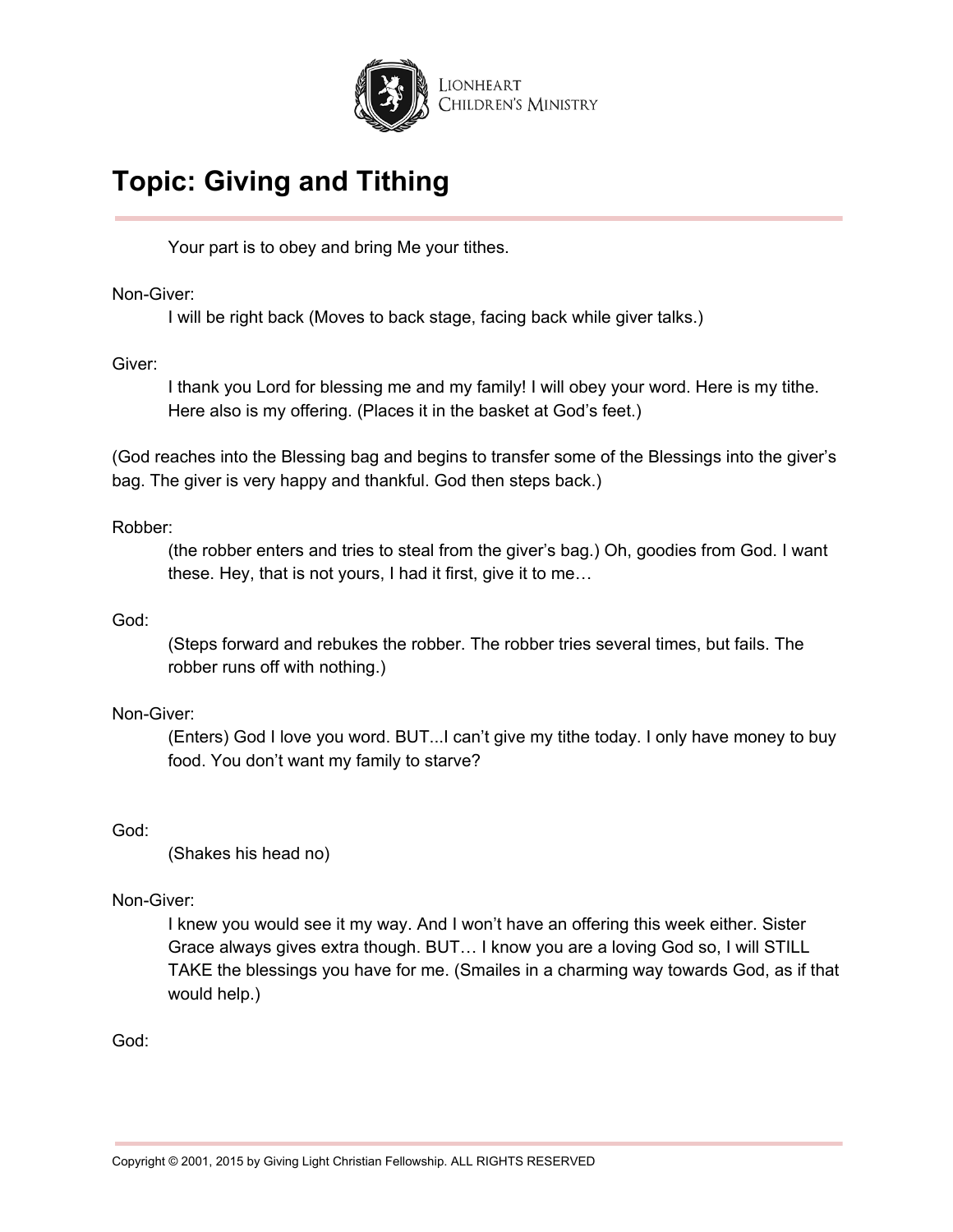# Topic: Giving and Tithing

Your part is to obey and bring Me your tithes.

Non-Giver:

I will be right back (Moves to back stage, facing back while giver talks.)

Giver:

I thank you Lord for blessing me and my family! I will obey your word. Here is my tithe. Here also is my offering. (Places it in the basket at God's feet.)

(God reaches into the Blessing bag and begins to transfer some of the Blessings into the giver's bag. The giver is very happy and thankful. God then steps back.)

Robber:

(the robber enters and tries to steal from the giver's bag.) Oh, goodies from God. I want these. Hey, that is not yours, I had it first, give it to me…

God:

(Steps forward and rebukes the robber. The robber tries several times, but fails. The robber runs off with nothing.)

Non-Giver:

(Enters) God I love you word. BUT...I can't give my tithe today. I only have money to buy food. You don't want my family to starve?

God:

(Shakes his head no)

Non-Giver:

I knew you would see it my way. And I won't have an offering this week either. Sister Grace always gives extra though. BUT… I know you are a loving God so, I will STILL TAKE the blessings you have for me. (Smailes in a charming way towards God, as if that would help.)

God: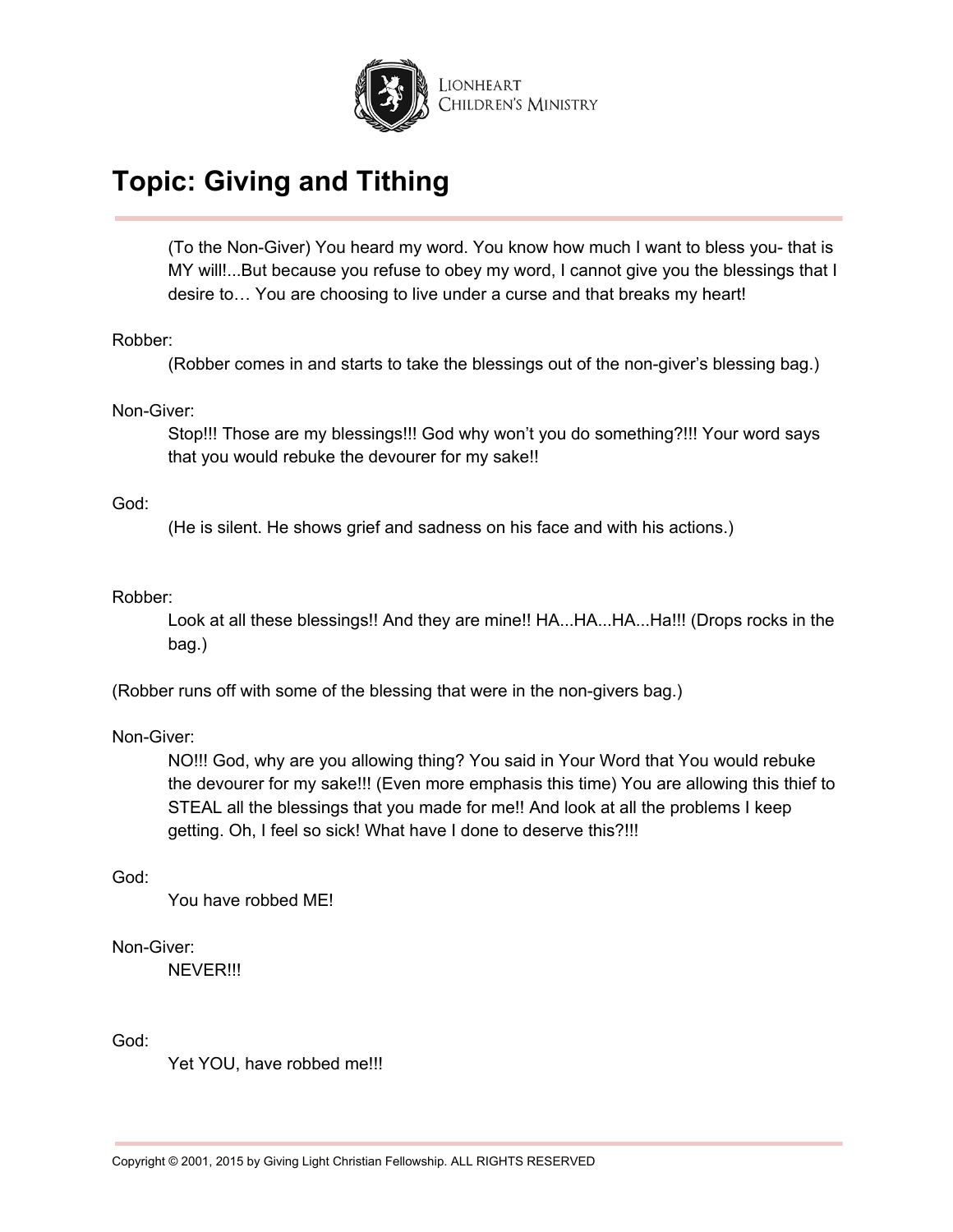## Topic: Giving and Tithing

(To the Non-Giver) You heard my word. You know how much I want to bless you- that is MY will!...But because you refuse to obey my word, I cannot give you the blessings that I desire to… You are choosing to live under a curse and that breaks my heart!

Robber:

(Robber comes in and starts to take the blessings out of the non-giver's blessing bag.)

Non-Giver:

Stop!!! Those are my blessings!!! God why won't you do something?!!! Your word says that you would rebuke the devourer for my sake!!

God:

(He is silent. He shows grief and sadness on his face and with his actions.)

Robber:

Look at all these blessings!! And they are mine!! HA...HA...HA...Ha!!! (Drops rocks in the bag.)

(Robber runs off with some of the blessing that were in the non-givers bag.)

Non-Giver:

NO!!! God, why are you allowing thing? You said in Your Word that You would rebuke the devourer for my sake!!! (Even more emphasis this time) You are allowing this thief to STEAL all the blessings that you made for me!! And look at all the problems I keep getting. Oh, I feel so sick! What have I done to deserve this?!!!

God:

You have robbed ME!

Non-Giver:

NEVER!!!

God:

Yet YOU, have robbed me!!!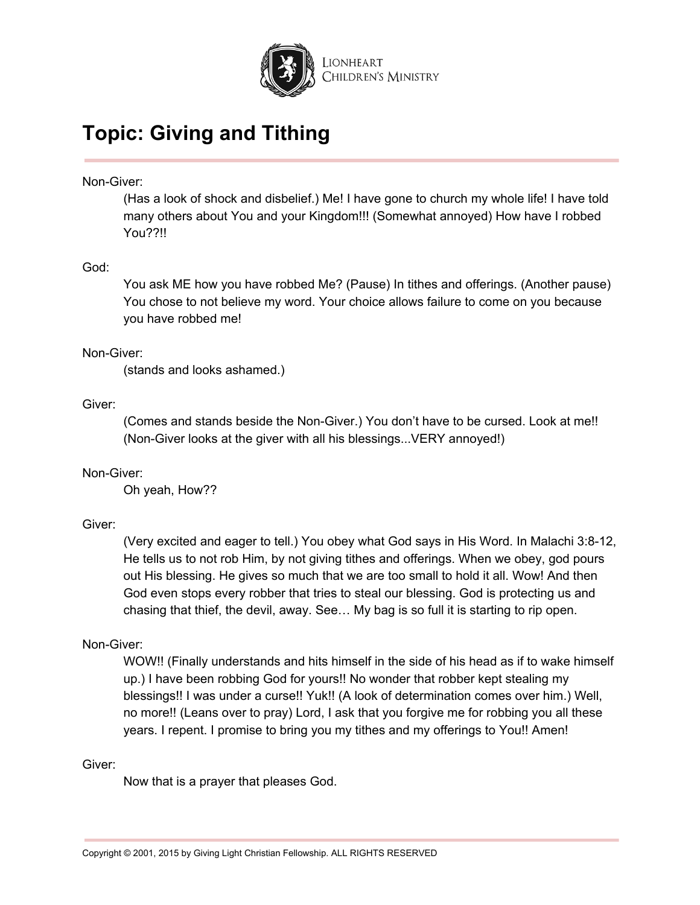# Topic: Giving and Tithing

Non-Giver:

(Has a look of shock and disbelief.) Me! I have gone to church my whole life! I have told many others about You and your Kingdom!!! (Somewhat annoyed) How have I robbed You??!!

God:

You ask ME how you have robbed Me? (Pause) In tithes and offerings. (Another pause) You chose to not believe my word. Your choice allows failure to come on you because you have robbed me!

Non-Giver:

(stands and looks ashamed.)

Giver:

(Comes and stands beside the Non-Giver.) You don't have to be cursed. Look at me!! (Non-Giver looks at the giver with all his blessings...VERY annoyed!)

Non-Giver:

Oh yeah, How??

Giver:

(Very excited and eager to tell.) You obey what God says in His Word. In Malachi 3:8-12, He tells us to not rob Him, by not giving tithes and offerings. When we obey, god pours out His blessing. He gives so much that we are too small to hold it all. Wow! And then God even stops every robber that tries to steal our blessing. God is protecting us and chasing that thief, the devil, away. See… My bag is so full it is starting to rip open.

Non-Giver:

WOW!! (Finally understands and hits himself in the side of his head as if to wake himself up.) I have been robbing God for yours!! No wonder that robber kept stealing my blessings!! I was under a curse!! Yuk!! (A look of determination comes over him.) Well, no more!! (Leans over to pray) Lord, I ask that you forgive me for robbing you all these years. I repent. I promise to bring you my tithes and my offerings to You!! Amen!

Giver:

Now that is a prayer that pleases God.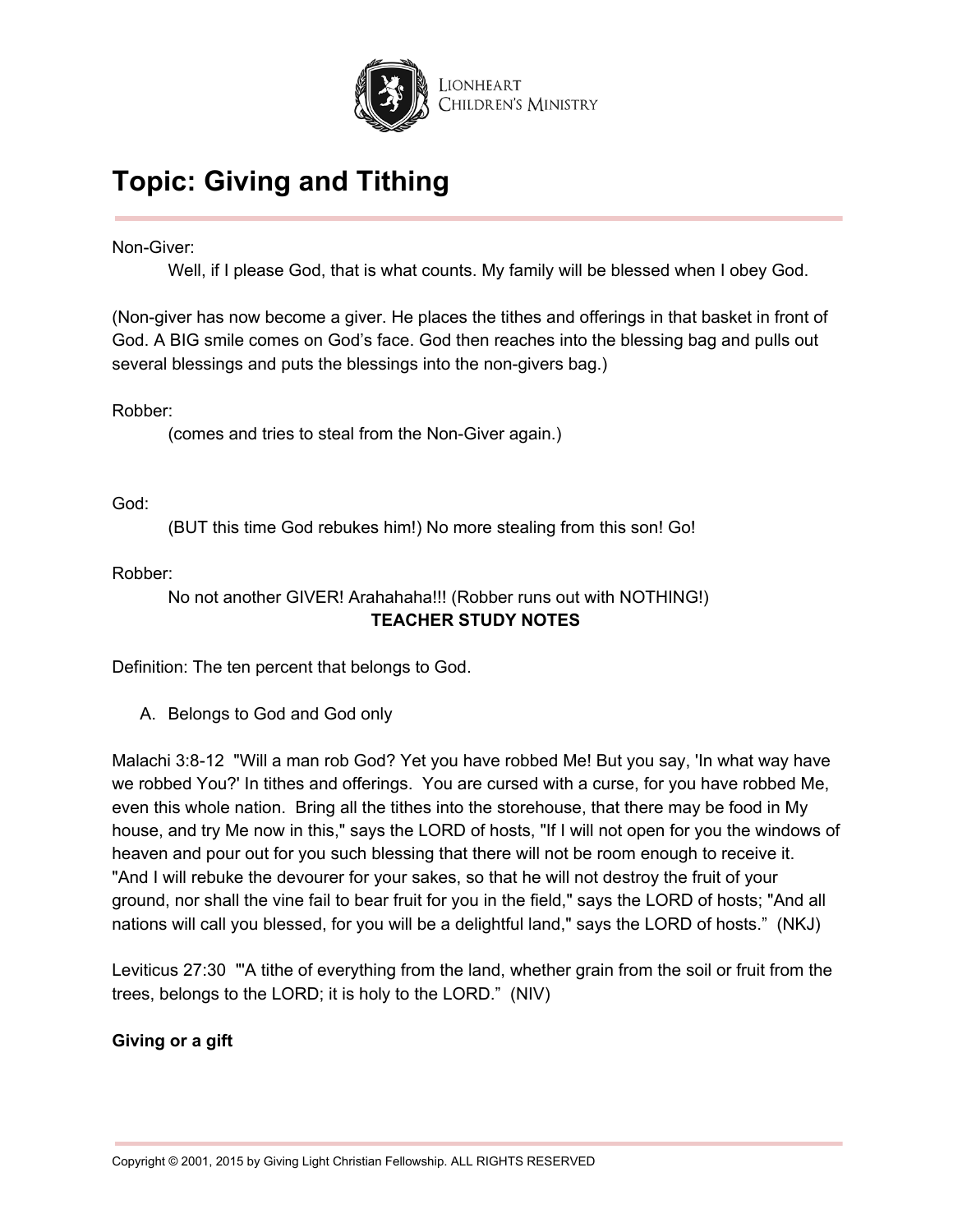# Topic: Giving and Tithing

Non-Giver:

Well, if I please God, that is what counts. My family will be blessed when I obey God.

(Non-giver has now become a giver. He places the tithes and offerings in that basket in front of God. A BIG smile comes on God's face. God then reaches into the blessing bag and pulls out several blessings and puts the blessings into the non-givers bag.)

Robber:

(comes and tries to steal from the Non-Giver again.)

God:

(BUT this time God rebukes him!) No more stealing from this son! Go!

Robber:

No not another GIVER! Arahahaha!!! (Robber runs out with NOTHING!)

**TEACHER STUDY NOTES**

Definition: The ten percent that belongs to God.

A. Belongs to God and God only

Malachi 3:8-12 "Will a man rob God? Yet you have robbed Me! But you say, 'In what way have we robbed You?' In tithes and offerings. You are cursed with a curse, for you have robbed Me, even this whole nation. Bring all the tithes into the storehouse, that there may be food in My house, and try Me now in this," says the LORD of hosts, "If I will not open for you the windows of heaven and pour out for you such blessing that there will not be room enough to receive it. "And I will rebuke the devourer for your sakes, so that he will not destroy the fruit of your ground, nor shall the vine fail to bear fruit for you in the field," says the LORD of hosts; "And all nations will call you blessed, for you will be a delightful land," says the LORD of hosts." (NKJ)

Leviticus 27:30 "'A tithe of everything from the land, whether grain from the soil or fruit from the trees, belongs to the LORD; it is holy to the LORD." (NIV)

**Giving or a gift**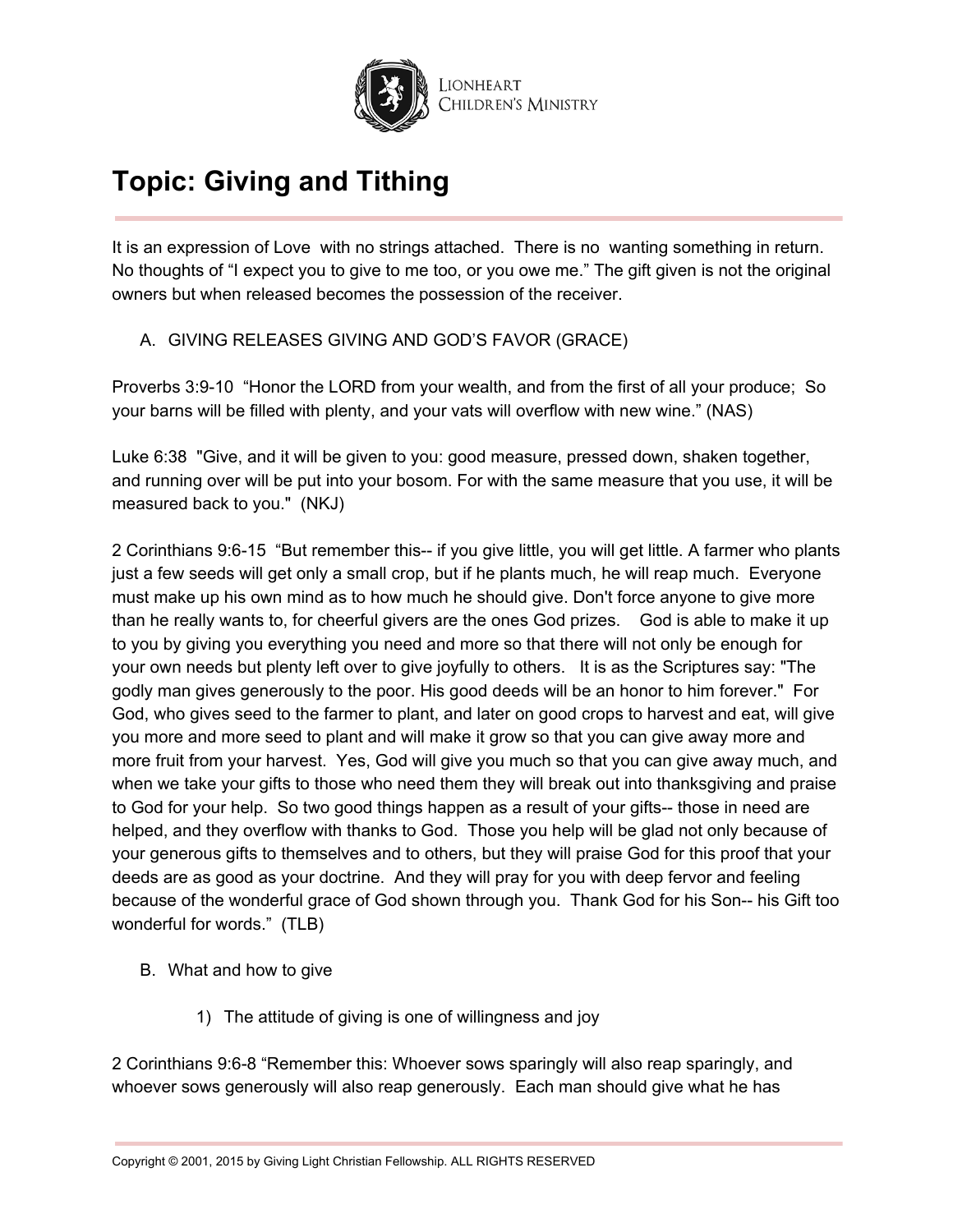# Topic: Giving and Tithing

It is an expression of Love with no strings attached. There is no wanting something in return. No thoughts of "I expect you to give to me too, or you owe me." The gift given is not the original owners but when released becomes the possession of the receiver.

A. GIVING RELEASES GIVING AND GOD'S FAVOR (GRACE)

Proverbs 3:9-10 "Honor the LORD from your wealth, and from the first of all your produce; So your barns will be filled with plenty, and your vats will overflow with new wine." (NAS)

Luke 6:38 "Give, and it will be given to you: good measure, pressed down, shaken together, and running over will be put into your bosom. For with the same measure that you use, it will be measured back to you." (NKJ)

2 Corinthians 9:6-15 "But remember this-- if you give little, you will get little. A farmer who plants just a few seeds will get only a small crop, but if he plants much, he will reap much. Everyone must make up his own mind as to how much he should give. Don't force anyone to give more than he really wants to, for cheerful givers are the ones God prizes. God is able to make it up to you by giving you everything you need and more so that there will not only be enough for your own needs but plenty left over to give joyfully to others. It is as the Scriptures say: "The godly man gives generously to the poor. His good deeds will be an honor to him forever." For God, who gives seed to the farmer to plant, and later on good crops to harvest and eat, will give you more and more seed to plant and will make it grow so that you can give away more and more fruit from your harvest. Yes, God will give you much so that you can give away much, and when we take your gifts to those who need them they will break out into thanksgiving and praise to God for your help. So two good things happen as a result of your gifts-- those in need are helped, and they overflow with thanks to God. Those you help will be glad not only because of your generous gifts to themselves and to others, but they will praise God for this proof that your deeds are as good as your doctrine. And they will pray for you with deep fervor and feeling because of the wonderful grace of God shown through you. Thank God for his Son-- his Gift too wonderful for words." (TLB)

B. What and how to give

1) The attitude of giving is one of willingness and joy

2 Corinthians 9:6-8 "Remember this: Whoever sows sparingly will also reap sparingly, and whoever sows generously will also reap generously. Each man should give what he has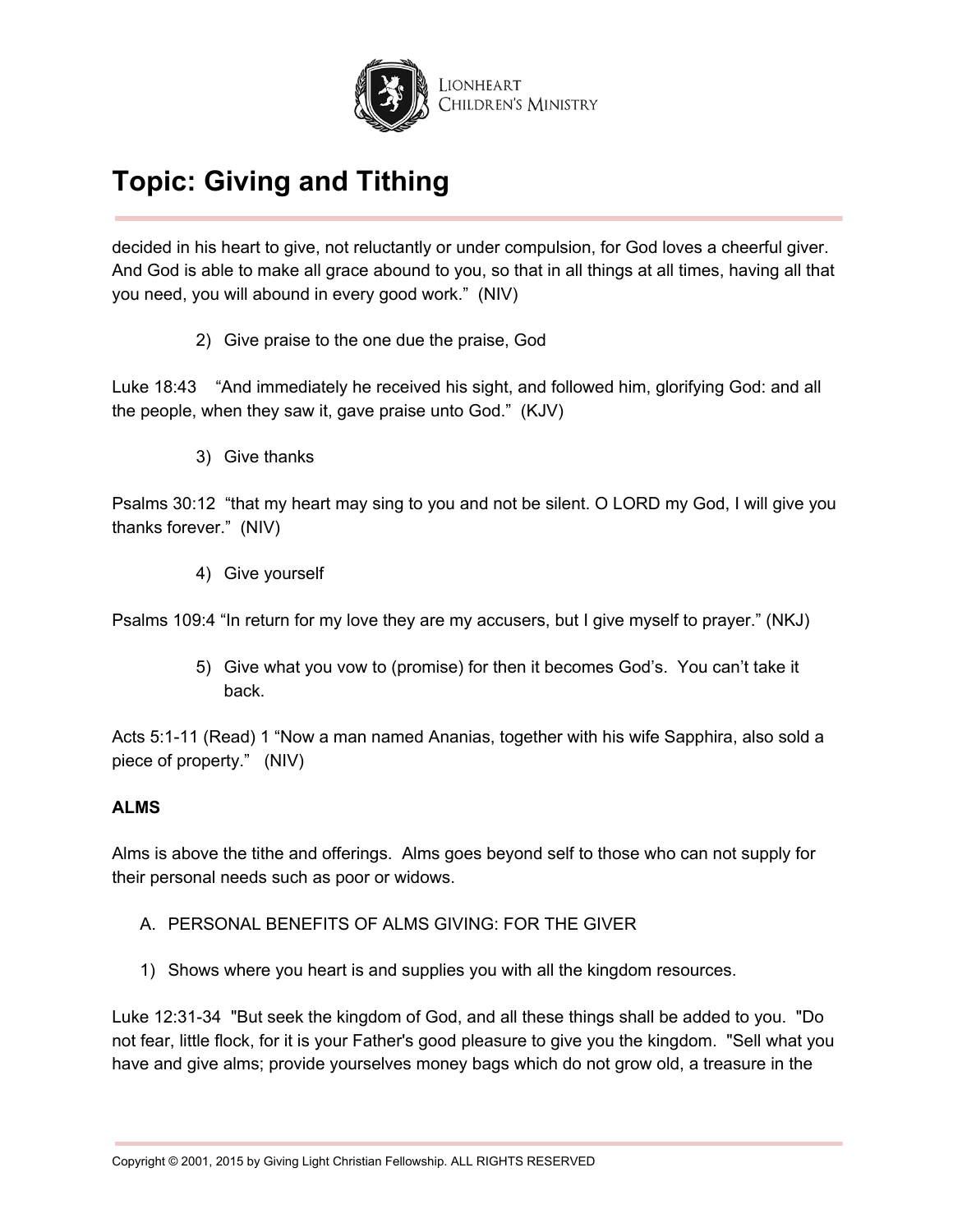# Topic: Giving and Tithing

decided in his heart to give, not reluctantly or under compulsion, for God loves a cheerful giver. And God is able to make all grace abound to you, so that in all things at all times, having all that you need, you will abound in every good work."  (NIV)

2) Give praise to the one due the praise, God

Luke 18:43   "And immediately he received his sight, and followed him, glorifying God: and all the people, when they saw it, gave praise unto God."  (KJV)

3) Give thanks

Psalms 30:12  "that my heart may sing to you and not be silent. O LORD my God, I will give you thanks forever."  (NIV)

4) Give yourself

Psalms 109:4 "In return for my love they are my accusers, but I give myself to prayer." (NKJ)

5) Give what you vow to (promise) for then it becomes God's.  You can't take it back.

Acts 5:1-11 (Read) 1 "Now a man named Ananias, together with his wife Sapphira, also sold a piece of property."   (NIV)

**ALMS**

Alms is above the tithe and offerings.  Alms goes beyond self to those who can not supply for their personal needs such as poor or widows.

A. PERSONAL BENEFITS OF ALMS GIVING: FOR THE GIVER

1) Shows where you heart is and supplies you with all the kingdom resources.

Luke 12:31-34  "But seek the kingdom of God, and all these things shall be added to you.  "Do not fear, little flock, for it is your Father's good pleasure to give you the kingdom.  "Sell what you have and give alms; provide yourselves money bags which do not grow old, a treasure in the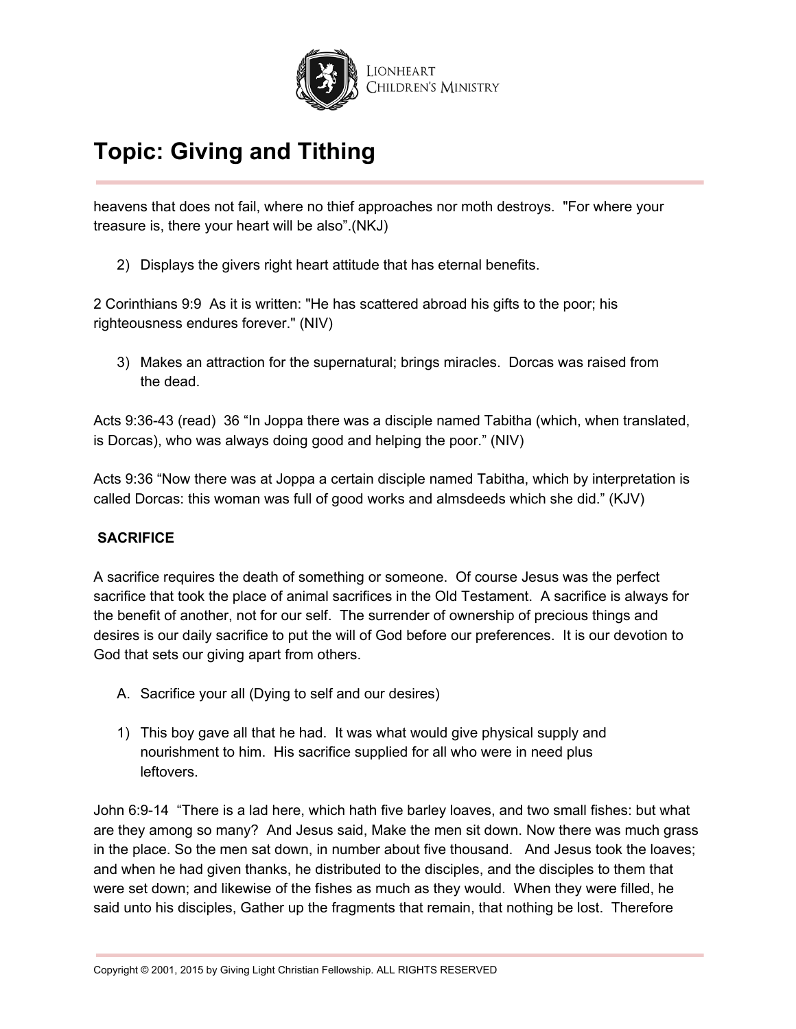heavens that does not fail, where no thief approaches nor moth destroys. "For where your treasure is, there your heart will be also".(NKJ)

2) Displays the givers right heart attitude that has eternal benefits.

2 Corinthians 9:9 As it is written: "He has scattered abroad his gifts to the poor; his righteousness endures forever." (NIV)

3) Makes an attraction for the supernatural; brings miracles. Dorcas was raised from the dead.

Acts 9:36-43 (read) 36 "In Joppa there was a disciple named Tabitha (which, when translated, is Dorcas), who was always doing good and helping the poor." (NIV)

Acts 9:36 "Now there was at Joppa a certain disciple named Tabitha, which by interpretation is called Dorcas: this woman was full of good works and almsdeeds which she did." (KJV)

**SACRIFICE**

A sacrifice requires the death of something or someone. Of course Jesus was the perfect sacrifice that took the place of animal sacrifices in the Old Testament. A sacrifice is always for the benefit of another, not for our self. The surrender of ownership of precious things and desires is our daily sacrifice to put the will of God before our preferences. It is our devotion to God that sets our giving apart from others.

A. Sacrifice your all (Dying to self and our desires)

1) This boy gave all that he had. It was what would give physical supply and nourishment to him. His sacrifice supplied for all who were in need plus leftovers.

John 6:9-14 "There is a lad here, which hath five barley loaves, and two small fishes: but what are they among so many? And Jesus said, Make the men sit down. Now there was much grass in the place. So the men sat down, in number about five thousand. And Jesus took the loaves; and when he had given thanks, he distributed to the disciples, and the disciples to them that were set down; and likewise of the fishes as much as they would. When they were filled, he said unto his disciples, Gather up the fragments that remain, that nothing be lost. Therefore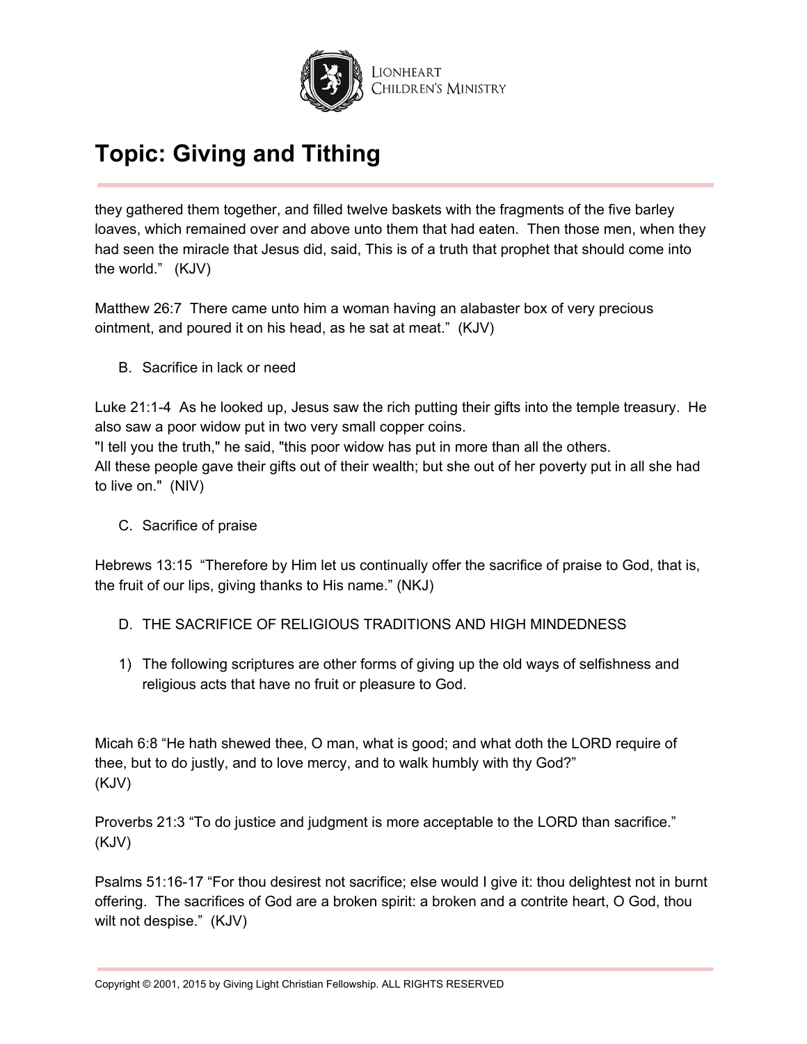# Topic: Giving and Tithing

they gathered them together, and filled twelve baskets with the fragments of the five barley loaves, which remained over and above unto them that had eaten. Then those men, when they had seen the miracle that Jesus did, said, This is of a truth that prophet that should come into the world." (KJV)

Matthew 26:7 There came unto him a woman having an alabaster box of very precious ointment, and poured it on his head, as he sat at meat." (KJV)

B. Sacrifice in lack or need

Luke 21:1-4 As he looked up, Jesus saw the rich putting their gifts into the temple treasury. He also saw a poor widow put in two very small copper coins.
"I tell you the truth," he said, "this poor widow has put in more than all the others.
All these people gave their gifts out of their wealth; but she out of her poverty put in all she had to live on." (NIV)

C. Sacrifice of praise

Hebrews 13:15 "Therefore by Him let us continually offer the sacrifice of praise to God, that is, the fruit of our lips, giving thanks to His name." (NKJ)

D. THE SACRIFICE OF RELIGIOUS TRADITIONS AND HIGH MINDEDNESS

1) The following scriptures are other forms of giving up the old ways of selfishness and religious acts that have no fruit or pleasure to God.

Micah 6:8 "He hath shewed thee, O man, what is good; and what doth the LORD require of thee, but to do justly, and to love mercy, and to walk humbly with thy God?" (KJV)

Proverbs 21:3 "To do justice and judgment is more acceptable to the LORD than sacrifice." (KJV)

Psalms 51:16-17 "For thou desirest not sacrifice; else would I give it: thou delightest not in burnt offering. The sacrifices of God are a broken spirit: a broken and a contrite heart, O God, thou wilt not despise." (KJV)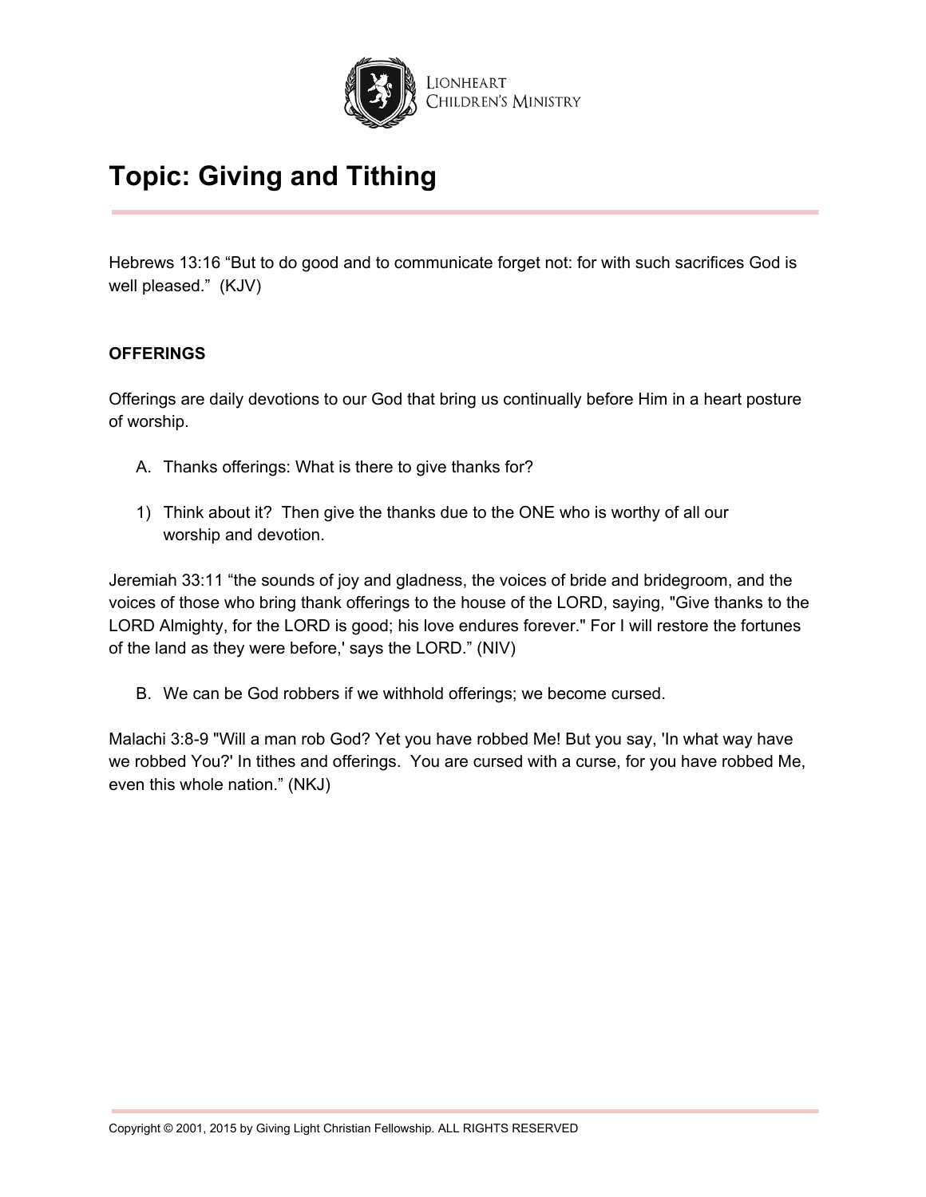# Topic: Giving and Tithing

Hebrews 13:16 “But to do good and to communicate forget not: for with such sacrifices God is well pleased.” (KJV)

**OFFERINGS**

Offerings are daily devotions to our God that bring us continually before Him in a heart posture of worship.

A. Thanks offerings: What is there to give thanks for?

1) Think about it? Then give the thanks due to the ONE who is worthy of all our worship and devotion.

Jeremiah 33:11 “the sounds of joy and gladness, the voices of bride and bridegroom, and the voices of those who bring thank offerings to the house of the LORD, saying, "Give thanks to the LORD Almighty, for the LORD is good; his love endures forever." For I will restore the fortunes of the land as they were before,' says the LORD.” (NIV)

B. We can be God robbers if we withhold offerings; we become cursed.

Malachi 3:8-9 "Will a man rob God? Yet you have robbed Me! But you say, 'In what way have we robbed You?' In tithes and offerings. You are cursed with a curse, for you have robbed Me, even this whole nation.” (NKJ)

Copyright © 2001, 2015 by Giving Light Christian Fellowship. ALL RIGHTS RESERVED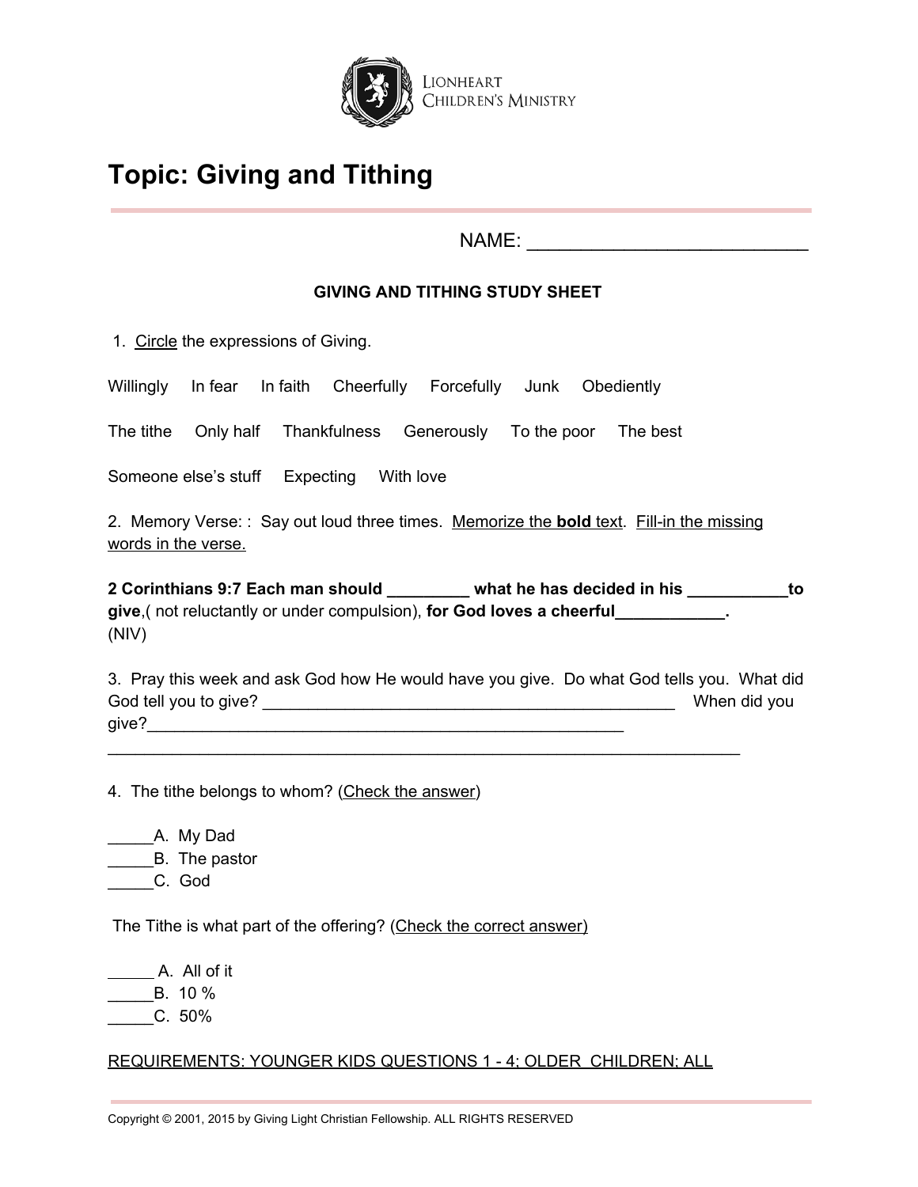Lionheart Children's Ministry

# Topic: Giving and Tithing

NAME: ___________________________

**GIVING AND TITHING STUDY SHEET**

1. Circle the expressions of Giving.

Willingly In fear In faith Cheerfully Forcefully Junk Obediently

The tithe Only half Thankfulness Generously To the poor The best

Someone else's stuff Expecting With love

2. Memory Verse: : Say out loud three times. Memorize the **bold** text. Fill-in the missing words in the verse.

**2 Corinthians 9:7 Each man should _________ what he has decided in his ___________to give**,( not reluctantly or under compulsion), **for God loves a cheerful____________.**
(NIV)

3. Pray this week and ask God how He would have you give. Do what God tells you. What did God tell you to give? _______________________________________________ When did you give?______________________________________________________
_________________________________________________________________________

4. The tithe belongs to whom? (Check the answer)

_____A. My Dad
_____B. The pastor
_____C. God

The Tithe is what part of the offering? (Check the correct answer)

_____ A. All of it
_____B. 10 %
_____C. 50%

REQUIREMENTS: YOUNGER KIDS QUESTIONS 1 - 4; OLDER CHILDREN; ALL

Copyright © 2001, 2015 by Giving Light Christian Fellowship. ALL RIGHTS RESERVED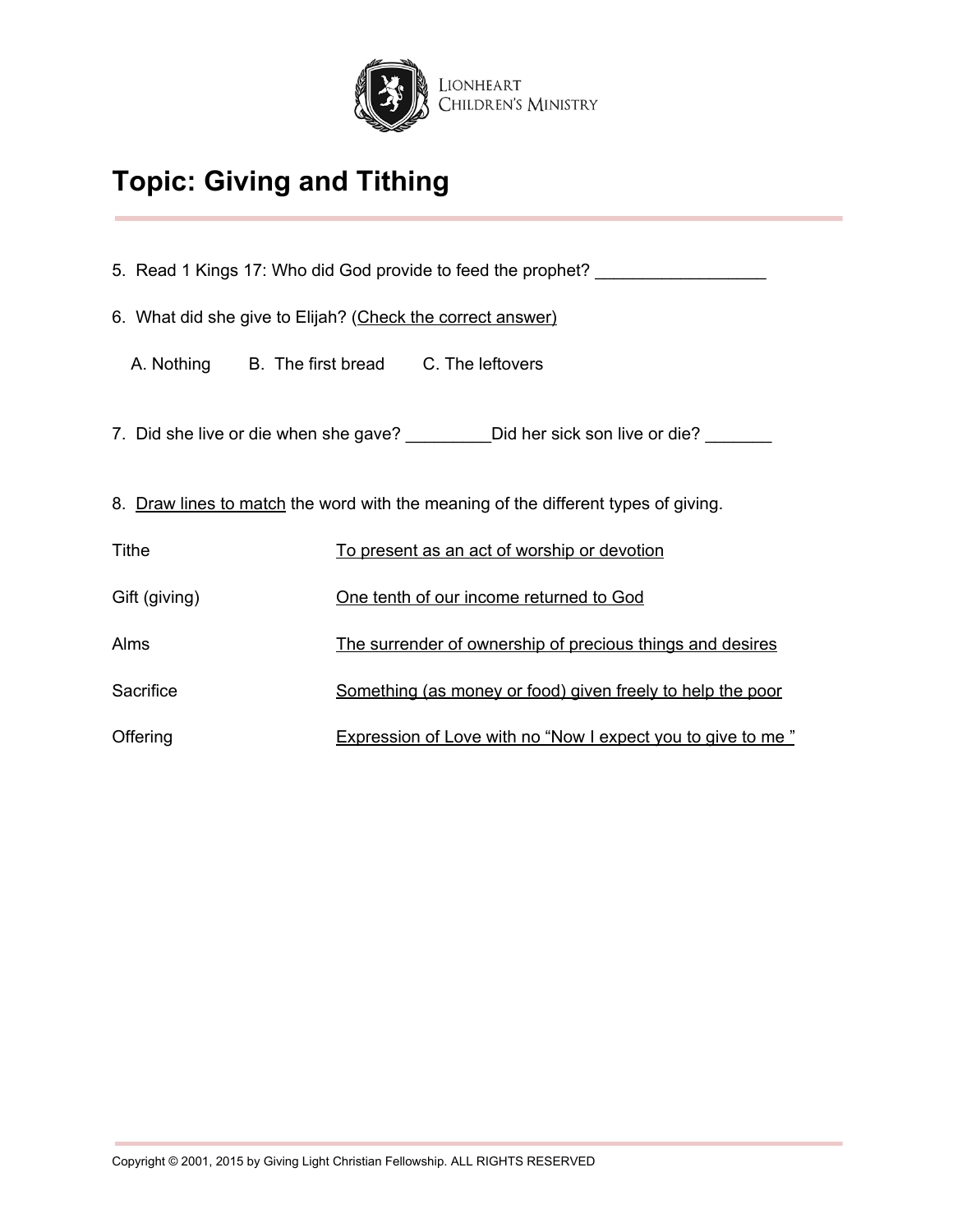# Topic: Giving and Tithing

5. Read 1 Kings 17: Who did God provide to feed the prophet? ___________________

6. What did she give to Elijah? (Check the correct answer)

   A. Nothing  B. The first bread  C. The leftovers

7. Did she live or die when she gave? _________Did her sick son live or die? _______

8. Draw lines to match the word with the meaning of the different types of giving.

| | |
|---|---|
| Tithe | To present as an act of worship or devotion |
| Gift (giving) | One tenth of our income returned to God |
| Alms | The surrender of ownership of precious things and desires |
| Sacrifice | Something (as money or food) given freely to help the poor |
| Offering | Expression of Love with no “Now I expect you to give to me ” |

Copyright © 2001, 2015 by Giving Light Christian Fellowship. ALL RIGHTS RESERVED